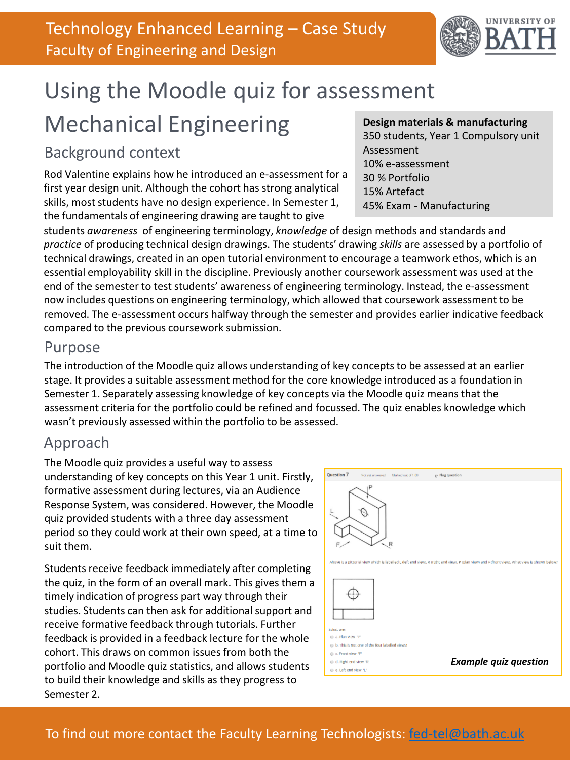# Technology Enhanced Learning – Case Study
## Faculty of Engineering and Design

# Using the Moodle quiz for assessment
# Mechanical Engineering

**Design materials & manufacturing**
350 students, Year 1 Compulsory unit
Assessment
10% e-assessment
30 % Portfolio
15% Artefact
45% Exam - Manufacturing

## Background context

Rod Valentine explains how he introduced an e-assessment for a first year design unit. Although the cohort has strong analytical skills, most students have no design experience. In Semester 1, the fundamentals of engineering drawing are taught to give students *awareness* of engineering terminology, *knowledge* of design methods and standards and *practice* of producing technical design drawings. The students' drawing *skills* are assessed by a portfolio of technical drawings, created in an open tutorial environment to encourage a teamwork ethos, which is an essential employability skill in the discipline. Previously another coursework assessment was used at the end of the semester to test students' awareness of engineering terminology. Instead, the e-assessment now includes questions on engineering terminology, which allowed that coursework assessment to be removed. The e-assessment occurs halfway through the semester and provides earlier indicative feedback compared to the previous coursework submission.

## Purpose

The introduction of the Moodle quiz allows understanding of key concepts to be assessed at an earlier stage. It provides a suitable assessment method for the core knowledge introduced as a foundation in Semester 1. Separately assessing knowledge of key concepts via the Moodle quiz means that the assessment criteria for the portfolio could be refined and focussed. The quiz enables knowledge which wasn't previously assessed within the portfolio to be assessed.

## Approach

The Moodle quiz provides a useful way to assess understanding of key concepts on this Year 1 unit. Firstly, formative assessment during lectures, via an Audience Response System, was considered. However, the Moodle quiz provided students with a three day assessment period so they could work at their own speed, at a time to suit them.

Students receive feedback immediately after completing the quiz, in the form of an overall mark. This gives them a timely indication of progress part way through their studies. Students can then ask for additional support and receive formative feedback through tutorials. Further feedback is provided in a feedback lecture for the whole cohort. This draws on common issues from both the portfolio and Moodle quiz statistics, and allows students to build their knowledge and skills as they progress to Semester 2.

***Example quiz question***

To find out more contact the Faculty Learning Technologists: fed-tel@bath.ac.uk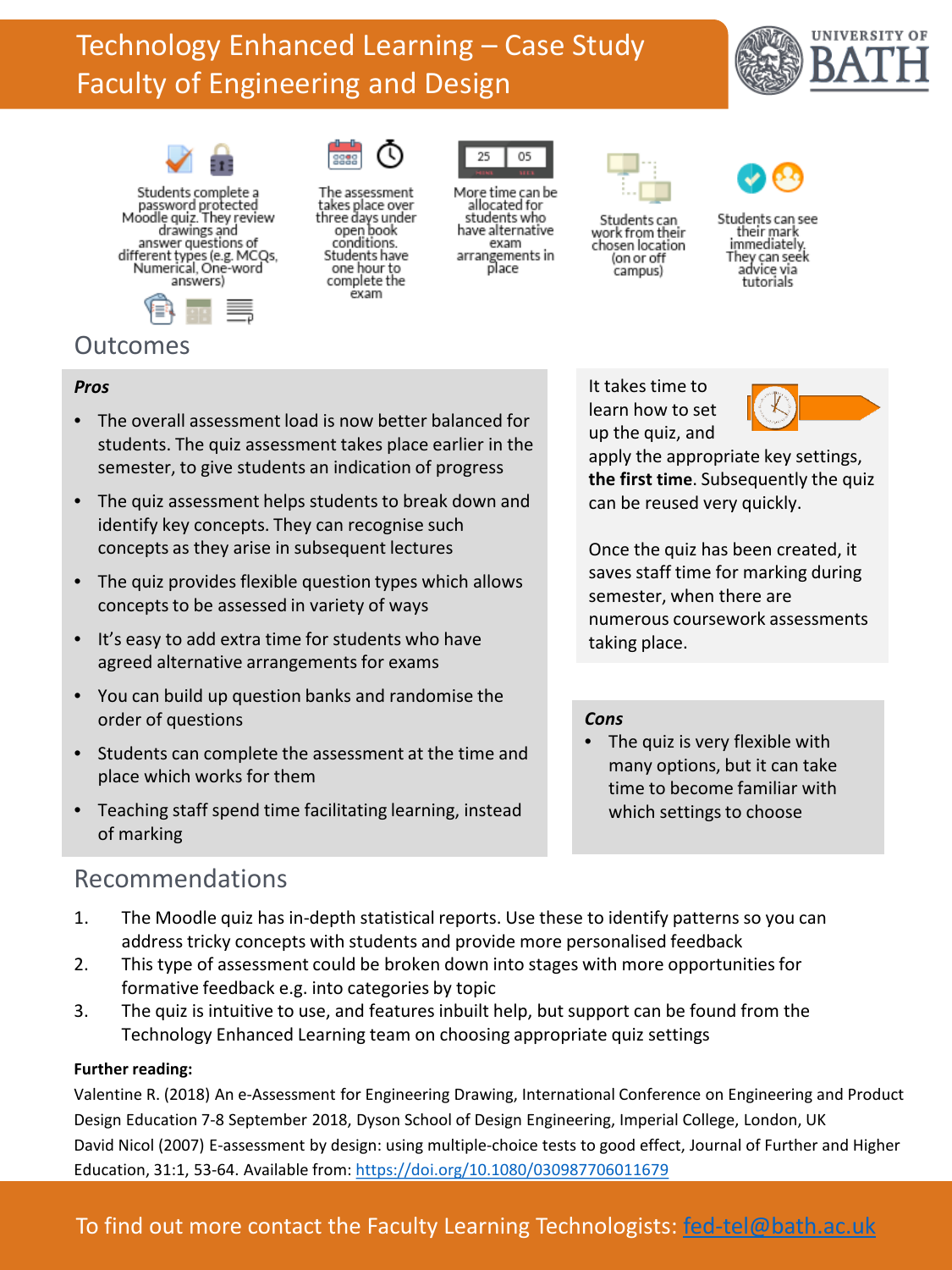# Technology Enhanced Learning – Case Study
# Faculty of Engineering and Design

Students complete a password protected Moodle quiz. They review drawings and answer questions of different types (e.g. MCQs, Numerical, One-word answers)

The assessment takes place over three days under open book conditions. Students have one hour to complete the exam

More time can be allocated for students who have alternative exam arrangements in place

Students can work from their chosen location (on or off campus)

Students can see their mark immediately. They can seek advice via tutorials

## Outcomes

***Pros***

- The overall assessment load is now better balanced for students. The quiz assessment takes place earlier in the semester, to give students an indication of progress
- The quiz assessment helps students to break down and identify key concepts. They can recognise such concepts as they arise in subsequent lectures
- The quiz provides flexible question types which allows concepts to be assessed in variety of ways
- It's easy to add extra time for students who have agreed alternative arrangements for exams
- You can build up question banks and randomise the order of questions
- Students can complete the assessment at the time and place which works for them
- Teaching staff spend time facilitating learning, instead of marking

It takes time to learn how to set up the quiz, and apply the appropriate key settings, **the first time**. Subsequently the quiz can be reused very quickly.

Once the quiz has been created, it saves staff time for marking during semester, when there are numerous coursework assessments taking place.

***Cons***

- The quiz is very flexible with many options, but it can take time to become familiar with which settings to choose

## Recommendations

1. The Moodle quiz has in-depth statistical reports. Use these to identify patterns so you can address tricky concepts with students and provide more personalised feedback
2. This type of assessment could be broken down into stages with more opportunities for formative feedback e.g. into categories by topic
3. The quiz is intuitive to use, and features inbuilt help, but support can be found from the Technology Enhanced Learning team on choosing appropriate quiz settings

**Further reading:**

Valentine R. (2018) An e-Assessment for Engineering Drawing, International Conference on Engineering and Product Design Education 7-8 September 2018, Dyson School of Design Engineering, Imperial College, London, UK

David Nicol (2007) E-assessment by design: using multiple-choice tests to good effect, Journal of Further and Higher Education, 31:1, 53-64. Available from: https://doi.org/10.1080/030987706011679

To find out more contact the Faculty Learning Technologists: fed-tel@bath.ac.uk